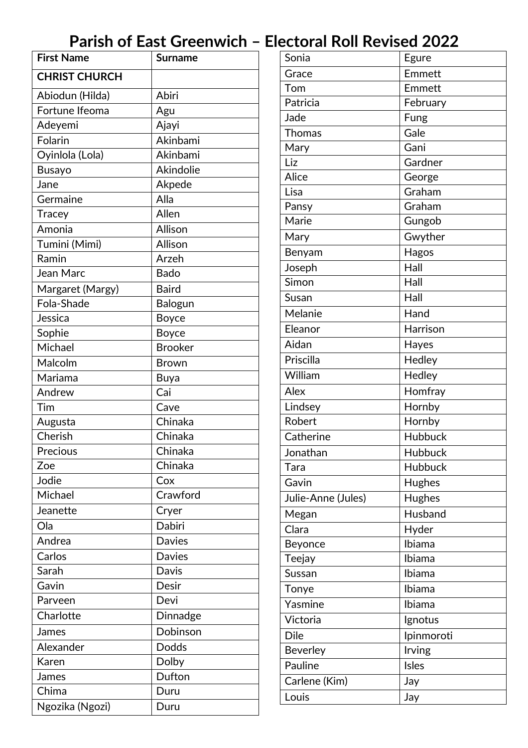# Parish of East Greenwich – Electoral Roll Revised 2022

| First Name | Surname |
|---|---|
| **CHRIST CHURCH** | |
| Abiodun (Hilda) | Abiri |
| Fortune Ifeoma | Agu |
| Adeyemi | Ajayi |
| Folarin | Akinbami |
| Oyinlola (Lola) | Akinbami |
| Busayo | Akindolie |
| Jane | Akpede |
| Germaine | Alla |
| Tracey | Allen |
| Amonia | Allison |
| Tumini (Mimi) | Allison |
| Ramin | Arzeh |
| Jean Marc | Bado |
| Margaret (Margy) | Baird |
| Fola-Shade | Balogun |
| Jessica | Boyce |
| Sophie | Boyce |
| Michael | Brooker |
| Malcolm | Brown |
| Mariama | Buya |
| Andrew | Cai |
| Tim | Cave |
| Augusta | Chinaka |
| Cherish | Chinaka |
| Precious | Chinaka |
| Zoe | Chinaka |
| Jodie | Cox |
| Michael | Crawford |
| Jeanette | Cryer |
| Ola | Dabiri |
| Andrea | Davies |
| Carlos | Davies |
| Sarah | Davis |
| Gavin | Desir |
| Parveen | Devi |
| Charlotte | Dinnadge |
| James | Dobinson |
| Alexander | Dodds |
| Karen | Dolby |
| James | Dufton |
| Chima | Duru |
| Ngozika (Ngozi) | Duru |
| Sonia | Egure |
| Grace | Emmett |
| Tom | Emmett |
| Patricia | February |
| Jade | Fung |
| Thomas | Gale |
| Mary | Gani |
| Liz | Gardner |
| Alice | George |
| Lisa | Graham |
| Pansy | Graham |
| Marie | Gungob |
| Mary | Gwyther |
| Benyam | Hagos |
| Joseph | Hall |
| Simon | Hall |
| Susan | Hall |
| Melanie | Hand |
| Eleanor | Harrison |
| Aidan | Hayes |
| Priscilla | Hedley |
| William | Hedley |
| Alex | Homfray |
| Lindsey | Hornby |
| Robert | Hornby |
| Catherine | Hubbuck |
| Jonathan | Hubbuck |
| Tara | Hubbuck |
| Gavin | Hughes |
| Julie-Anne (Jules) | Hughes |
| Megan | Husband |
| Clara | Hyder |
| Beyonce | Ibiama |
| Teejay | Ibiama |
| Sussan | Ibiama |
| Tonye | Ibiama |
| Yasmine | Ibiama |
| Victoria | Ignotus |
| Dile | Ipinmoroti |
| Beverley | Irving |
| Pauline | Isles |
| Carlene (Kim) | Jay |
| Louis | Jay |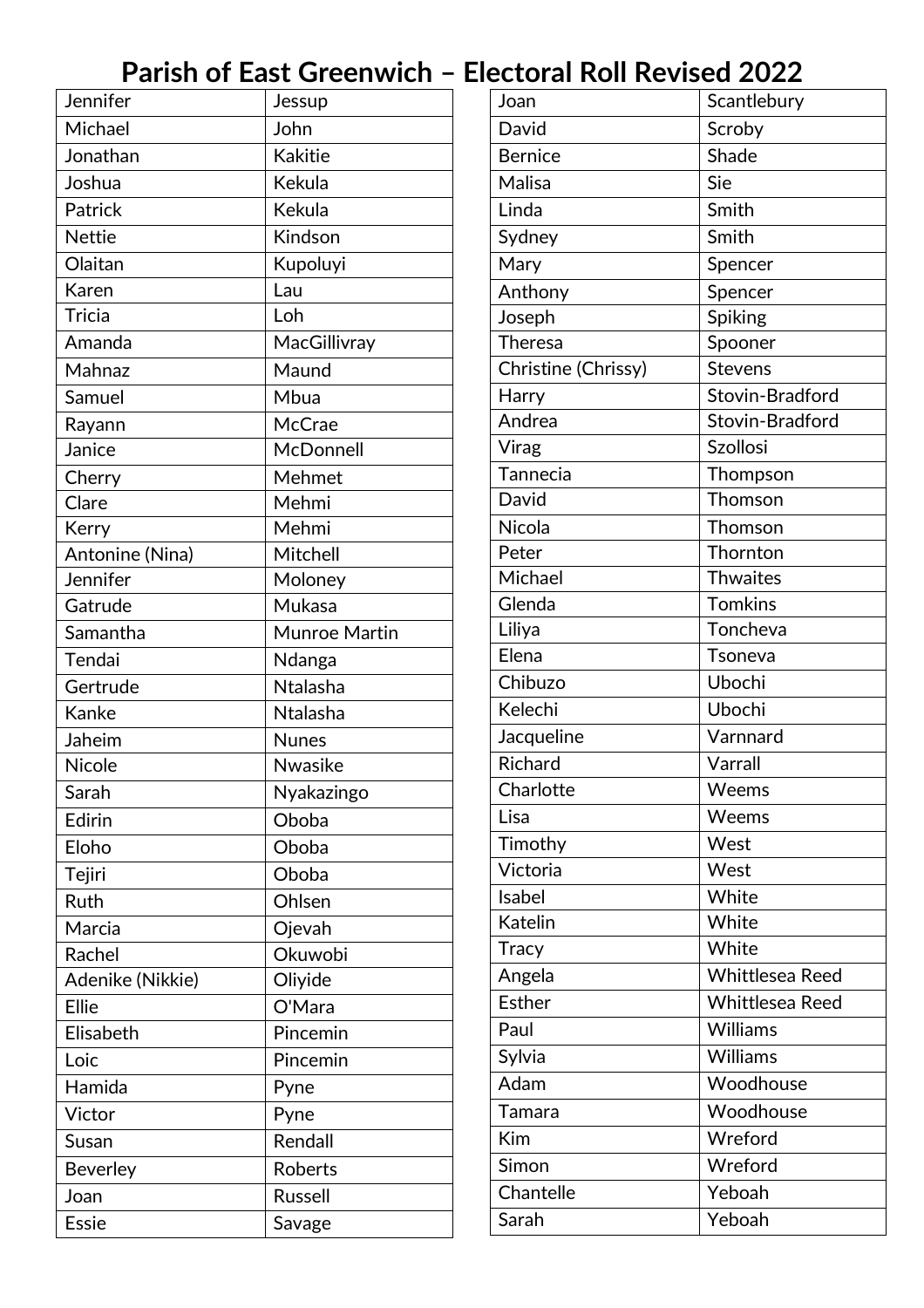# Parish of East Greenwich – Electoral Roll Revised 2022

| | |
|---|---|
| Jennifer | Jessup |
| Michael | John |
| Jonathan | Kakitie |
| Joshua | Kekula |
| Patrick | Kekula |
| Nettie | Kindson |
| Olaitan | Kupoluyi |
| Karen | Lau |
| Tricia | Loh |
| Amanda | MacGillivray |
| Mahnaz | Maund |
| Samuel | Mbua |
| Rayann | McCrae |
| Janice | McDonnell |
| Cherry | Mehmet |
| Clare | Mehmi |
| Kerry | Mehmi |
| Antonine (Nina) | Mitchell |
| Jennifer | Moloney |
| Gatrude | Mukasa |
| Samantha | Munroe Martin |
| Tendai | Ndanga |
| Gertrude | Ntalasha |
| Kanke | Ntalasha |
| Jaheim | Nunes |
| Nicole | Nwasike |
| Sarah | Nyakazingo |
| Edirin | Oboba |
| Eloho | Oboba |
| Tejiri | Oboba |
| Ruth | Ohlsen |
| Marcia | Ojevah |
| Rachel | Okuwobi |
| Adenike (Nikkie) | Oliyide |
| Ellie | O'Mara |
| Elisabeth | Pincemin |
| Loic | Pincemin |
| Hamida | Pyne |
| Victor | Pyne |
| Susan | Rendall |
| Beverley | Roberts |
| Joan | Russell |
| Essie | Savage |
| Joan | Scantlebury |
| David | Scroby |
| Bernice | Shade |
| Malisa | Sie |
| Linda | Smith |
| Sydney | Smith |
| Mary | Spencer |
| Anthony | Spencer |
| Joseph | Spiking |
| Theresa | Spooner |
| Christine (Chrissy) | Stevens |
| Harry | Stovin-Bradford |
| Andrea | Stovin-Bradford |
| Virag | Szollosi |
| Tannecia | Thompson |
| David | Thomson |
| Nicola | Thomson |
| Peter | Thornton |
| Michael | Thwaites |
| Glenda | Tomkins |
| Liliya | Toncheva |
| Elena | Tsoneva |
| Chibuzo | Ubochi |
| Kelechi | Ubochi |
| Jacqueline | Varnnard |
| Richard | Varrall |
| Charlotte | Weems |
| Lisa | Weems |
| Timothy | West |
| Victoria | West |
| Isabel | White |
| Katelin | White |
| Tracy | White |
| Angela | Whittlesea Reed |
| Esther | Whittlesea Reed |
| Paul | Williams |
| Sylvia | Williams |
| Adam | Woodhouse |
| Tamara | Woodhouse |
| Kim | Wreford |
| Simon | Wreford |
| Chantelle | Yeboah |
| Sarah | Yeboah |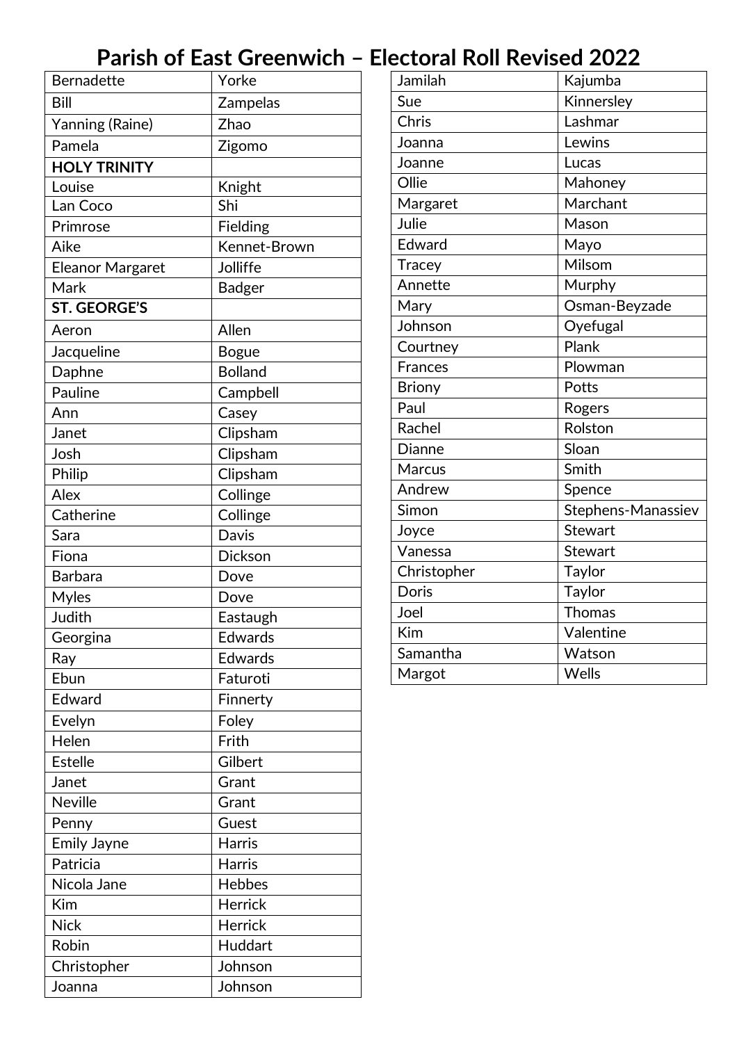# Parish of East Greenwich – Electoral Roll Revised 2022

| | |
|---|---|
| Bernadette | Yorke |
| Bill | Zampelas |
| Yanning (Raine) | Zhao |
| Pamela | Zigomo |
| **HOLY TRINITY** | |
| Louise | Knight |
| Lan Coco | Shi |
| Primrose | Fielding |
| Aike | Kennet-Brown |
| Eleanor Margaret | Jolliffe |
| Mark | Badger |
| **ST. GEORGE'S** | |
| Aeron | Allen |
| Jacqueline | Bogue |
| Daphne | Bolland |
| Pauline | Campbell |
| Ann | Casey |
| Janet | Clipsham |
| Josh | Clipsham |
| Philip | Clipsham |
| Alex | Collinge |
| Catherine | Collinge |
| Sara | Davis |
| Fiona | Dickson |
| Barbara | Dove |
| Myles | Dove |
| Judith | Eastaugh |
| Georgina | Edwards |
| Ray | Edwards |
| Ebun | Faturoti |
| Edward | Finnerty |
| Evelyn | Foley |
| Helen | Frith |
| Estelle | Gilbert |
| Janet | Grant |
| Neville | Grant |
| Penny | Guest |
| Emily Jayne | Harris |
| Patricia | Harris |
| Nicola Jane | Hebbes |
| Kim | Herrick |
| Nick | Herrick |
| Robin | Huddart |
| Christopher | Johnson |
| Joanna | Johnson |
| Jamilah | Kajumba |
| Sue | Kinnersley |
| Chris | Lashmar |
| Joanna | Lewins |
| Joanne | Lucas |
| Ollie | Mahoney |
| Margaret | Marchant |
| Julie | Mason |
| Edward | Mayo |
| Tracey | Milsom |
| Annette | Murphy |
| Mary | Osman-Beyzade |
| Johnson | Oyefugal |
| Courtney | Plank |
| Frances | Plowman |
| Briony | Potts |
| Paul | Rogers |
| Rachel | Rolston |
| Dianne | Sloan |
| Marcus | Smith |
| Andrew | Spence |
| Simon | Stephens-Manassiev |
| Joyce | Stewart |
| Vanessa | Stewart |
| Christopher | Taylor |
| Doris | Taylor |
| Joel | Thomas |
| Kim | Valentine |
| Samantha | Watson |
| Margot | Wells |